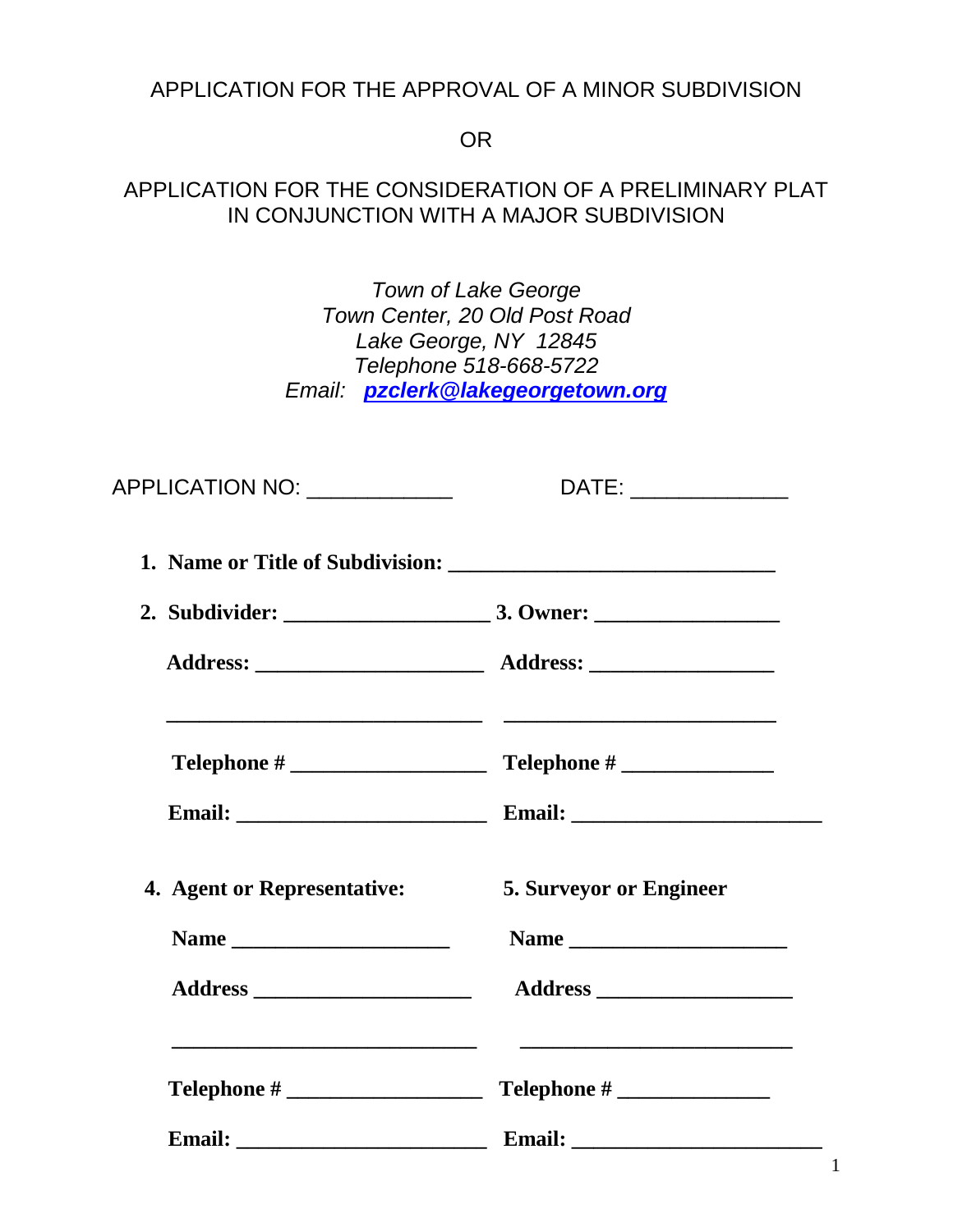APPLICATION FOR THE APPROVAL OF A MINOR SUBDIVISION

OR

APPLICATION FOR THE CONSIDERATION OF A PRELIMINARY PLAT IN CONJUNCTION WITH A MAJOR SUBDIVISION

*Town of Lake George*
*Town Center, 20 Old Post Road*
*Lake George, NY 12845*
*Telephone 518-668-5722*
*Email:* ***pzclerk@lakegeorgetown.org***

APPLICATION NO: ____________ DATE: _____________

**1. Name or Title of Subdivision: ______________________________**

**2. Subdivider: ___________________ 3. Owner: _________________**

**Address: _____________________ Address: _________________**

**_____________________________ _________________________**

**Telephone # _________________ Telephone # ______________**

**Email: _______________________ Email: _______________________**

**4. Agent or Representative: 5. Surveyor or Engineer**

**Name ____________________ Name ____________________**

**Address ____________________ Address __________________**

**____________________________ _________________________**

**Telephone # _________________ Telephone # ______________**

**Email: _______________________ Email: _______________________**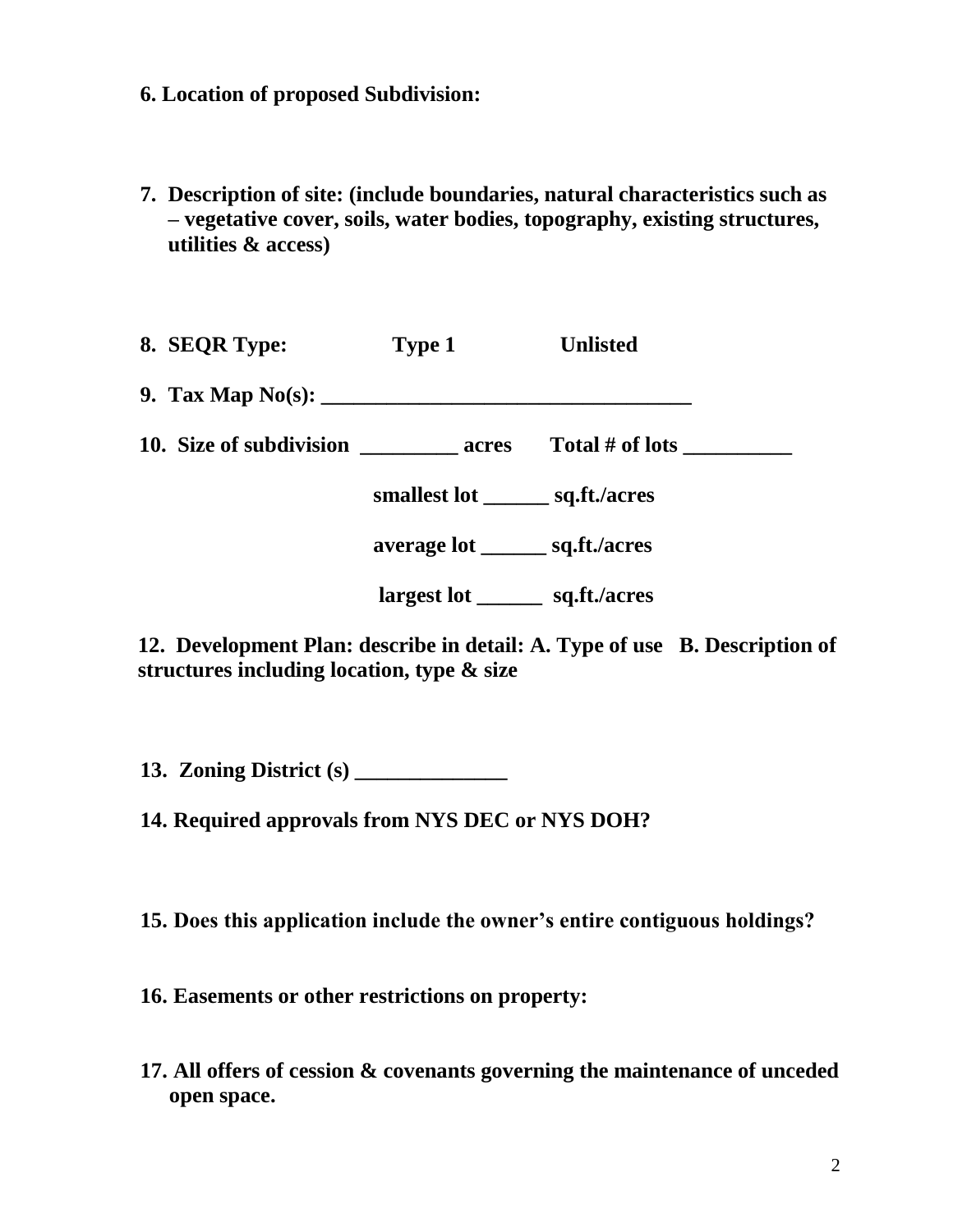**6. Location of proposed Subdivision:**

**7. Description of site: (include boundaries, natural characteristics such as – vegetative cover, soils, water bodies, topography, existing structures, utilities & access)**

**8. SEQR Type: Type 1 Unlisted**

**9. Tax Map No(s): ___________________________________**

**10. Size of subdivision _________ acres Total # of lots __________**

**smallest lot ______ sq.ft./acres**

**average lot ______ sq.ft./acres**

**largest lot ______ sq.ft./acres**

**12. Development Plan: describe in detail: A. Type of use B. Description of structures including location, type & size**

**13. Zoning District (s) ______________**

**14. Required approvals from NYS DEC or NYS DOH?**

**15. Does this application include the owner's entire contiguous holdings?**

**16. Easements or other restrictions on property:**

**17. All offers of cession & covenants governing the maintenance of unceded open space.**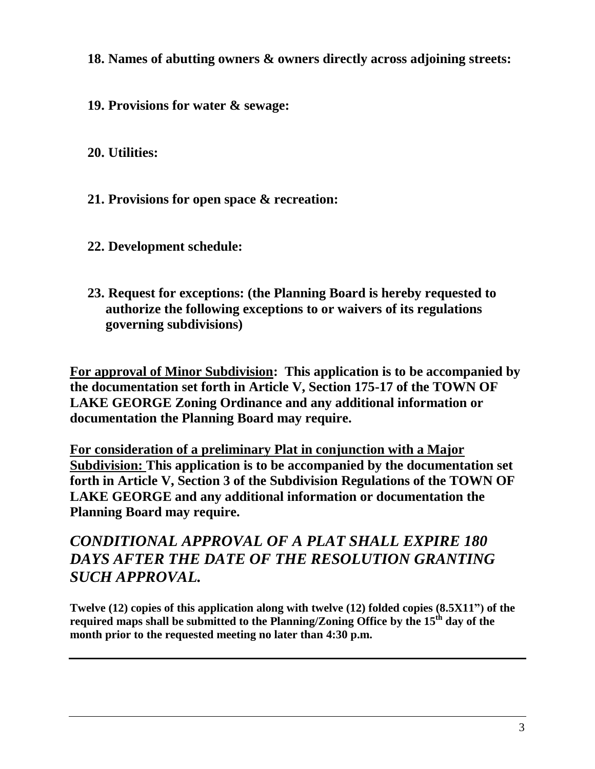**18. Names of abutting owners & owners directly across adjoining streets:**

**19. Provisions for water & sewage:**

**20. Utilities:**

**21. Provisions for open space & recreation:**

**22. Development schedule:**

**23. Request for exceptions: (the Planning Board is hereby requested to authorize the following exceptions to or waivers of its regulations governing subdivisions)**

**For approval of Minor Subdivision: This application is to be accompanied by the documentation set forth in Article V, Section 175-17 of the TOWN OF LAKE GEORGE Zoning Ordinance and any additional information or documentation the Planning Board may require.**

**For consideration of a preliminary Plat in conjunction with a Major Subdivision: This application is to be accompanied by the documentation set forth in Article V, Section 3 of the Subdivision Regulations of the TOWN OF LAKE GEORGE and any additional information or documentation the Planning Board may require.**

***CONDITIONAL APPROVAL OF A PLAT SHALL EXPIRE 180 DAYS AFTER THE DATE OF THE RESOLUTION GRANTING SUCH APPROVAL.***

**Twelve (12) copies of this application along with twelve (12) folded copies (8.5X11") of the required maps shall be submitted to the Planning/Zoning Office by the 15th day of the month prior to the requested meeting no later than 4:30 p.m.**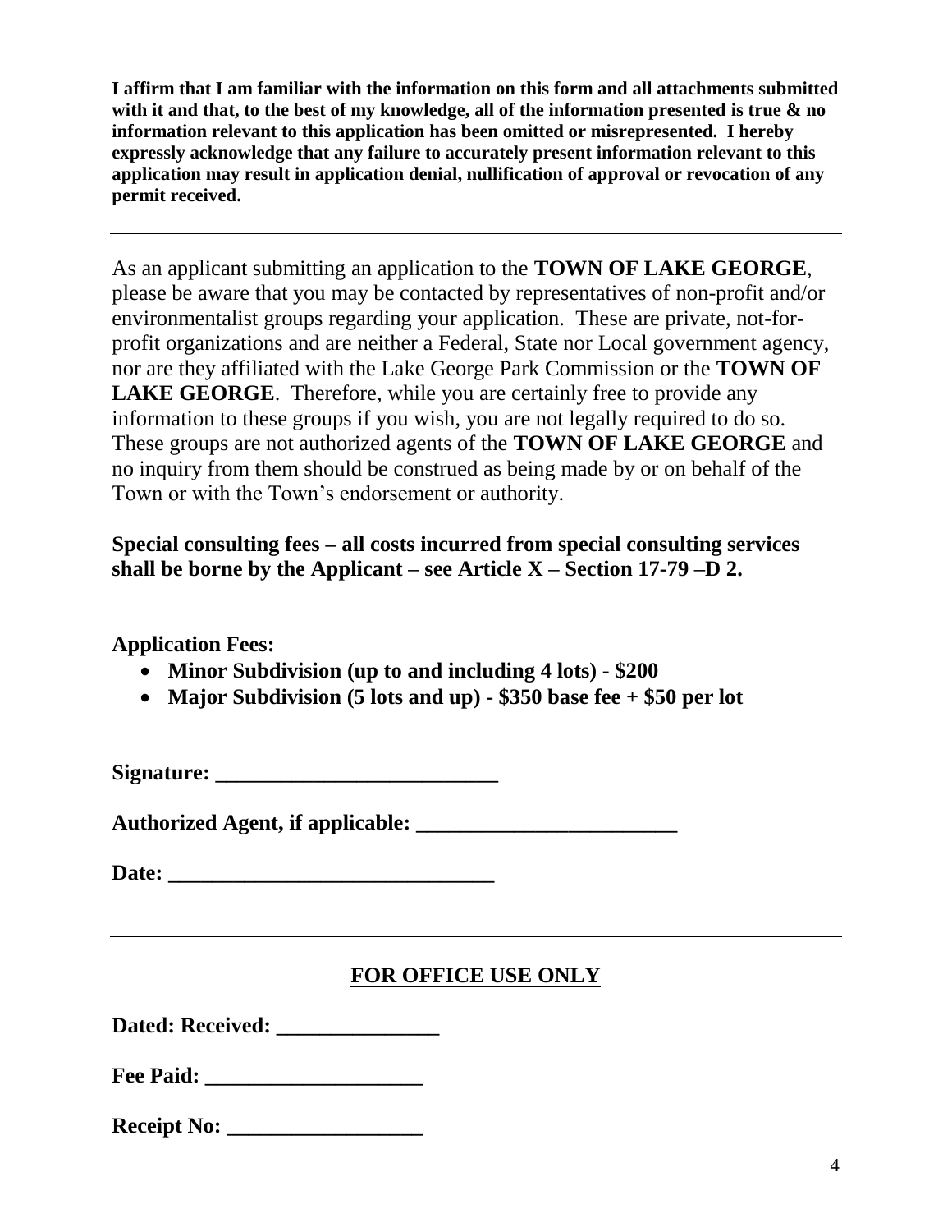**I affirm that I am familiar with the information on this form and all attachments submitted with it and that, to the best of my knowledge, all of the information presented is true & no information relevant to this application has been omitted or misrepresented. I hereby expressly acknowledge that any failure to accurately present information relevant to this application may result in application denial, nullification of approval or revocation of any permit received.**

---

As an applicant submitting an application to the **TOWN OF LAKE GEORGE**, please be aware that you may be contacted by representatives of non-profit and/or environmentalist groups regarding your application. These are private, not-for-profit organizations and are neither a Federal, State nor Local government agency, nor are they affiliated with the Lake George Park Commission or the **TOWN OF LAKE GEORGE**. Therefore, while you are certainly free to provide any information to these groups if you wish, you are not legally required to do so. These groups are not authorized agents of the **TOWN OF LAKE GEORGE** and no inquiry from them should be construed as being made by or on behalf of the Town or with the Town's endorsement or authority.

**Special consulting fees – all costs incurred from special consulting services shall be borne by the Applicant – see Article X – Section 17-79 –D 2.**

**Application Fees:**

- **Minor Subdivision (up to and including 4 lots) - $200**
- **Major Subdivision (5 lots and up) - $350 base fee + $50 per lot**

**Signature: ___________________________**

**Authorized Agent, if applicable: ________________________**

**Date: ______________________________**

---

**<u>FOR OFFICE USE ONLY</u>**

**Dated: Received: _______________**

**Fee Paid: ____________________**

**Receipt No: __________________**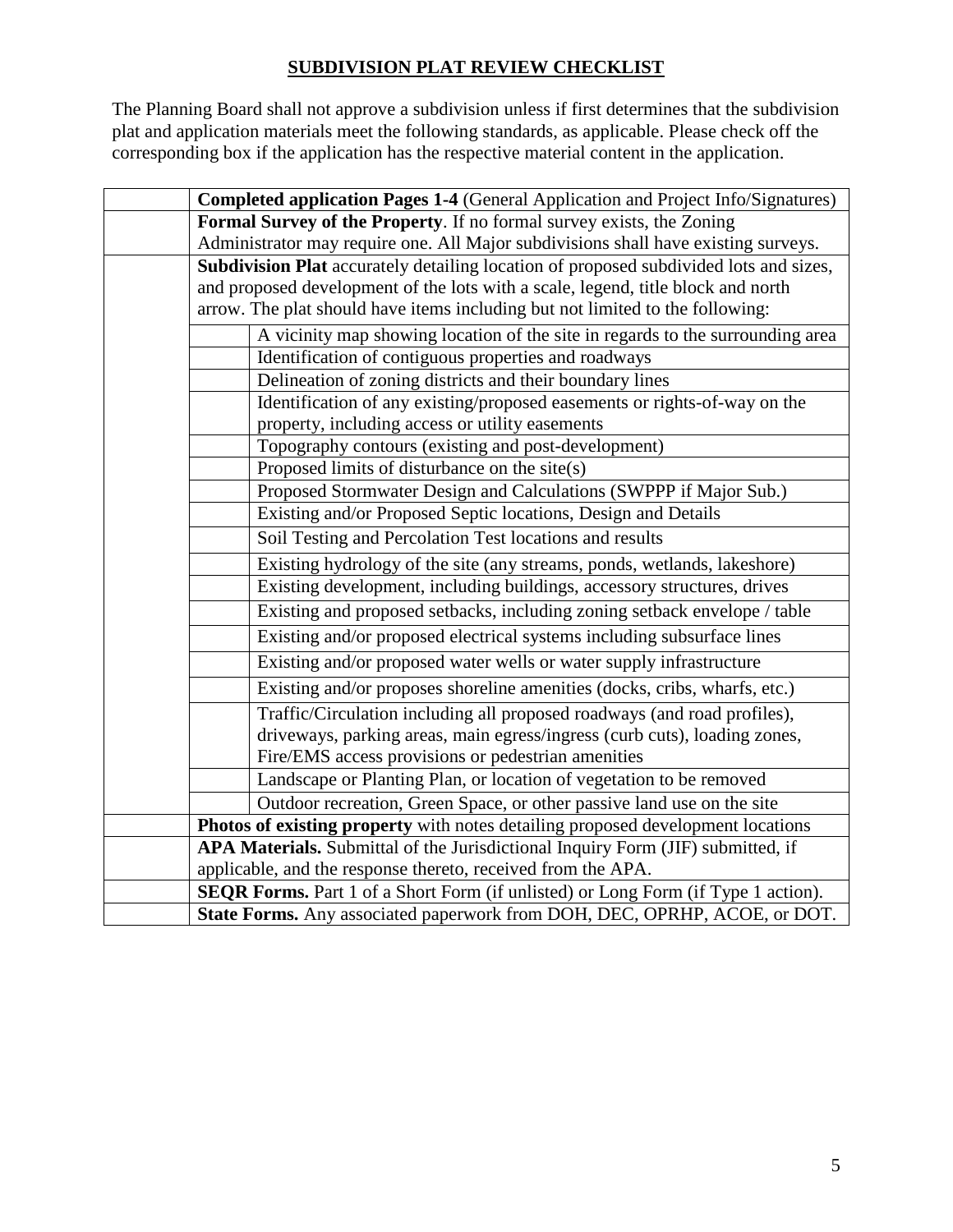## SUBDIVISION PLAT REVIEW CHECKLIST

The Planning Board shall not approve a subdivision unless if first determines that the subdivision plat and application materials meet the following standards, as applicable. Please check off the corresponding box if the application has the respective material content in the application.

| | | |
|---|---|---|
| | **Completed application Pages 1-4** (General Application and Project Info/Signatures) | |
| | **Formal Survey of the Property**. If no formal survey exists, the Zoning Administrator may require one. All Major subdivisions shall have existing surveys. | |
| | **Subdivision Plat** accurately detailing location of proposed subdivided lots and sizes, and proposed development of the lots with a scale, legend, title block and north arrow. The plat should have items including but not limited to the following: | |
| | | A vicinity map showing location of the site in regards to the surrounding area |
| | | Identification of contiguous properties and roadways |
| | | Delineation of zoning districts and their boundary lines |
| | | Identification of any existing/proposed easements or rights-of-way on the property, including access or utility easements |
| | | Topography contours (existing and post-development) |
| | | Proposed limits of disturbance on the site(s) |
| | | Proposed Stormwater Design and Calculations (SWPPP if Major Sub.) |
| | | Existing and/or Proposed Septic locations, Design and Details |
| | | Soil Testing and Percolation Test locations and results |
| | | Existing hydrology of the site (any streams, ponds, wetlands, lakeshore) |
| | | Existing development, including buildings, accessory structures, drives |
| | | Existing and proposed setbacks, including zoning setback envelope / table |
| | | Existing and/or proposed electrical systems including subsurface lines |
| | | Existing and/or proposed water wells or water supply infrastructure |
| | | Existing and/or proposes shoreline amenities (docks, cribs, wharfs, etc.) |
| | | Traffic/Circulation including all proposed roadways (and road profiles), driveways, parking areas, main egress/ingress (curb cuts), loading zones, Fire/EMS access provisions or pedestrian amenities |
| | | Landscape or Planting Plan, or location of vegetation to be removed |
| | | Outdoor recreation, Green Space, or other passive land use on the site |
| | **Photos of existing property** with notes detailing proposed development locations | |
| | **APA Materials.** Submittal of the Jurisdictional Inquiry Form (JIF) submitted, if applicable, and the response thereto, received from the APA. | |
| | **SEQR Forms.** Part 1 of a Short Form (if unlisted) or Long Form (if Type 1 action). | |
| | **State Forms.** Any associated paperwork from DOH, DEC, OPRHP, ACOE, or DOT. | |